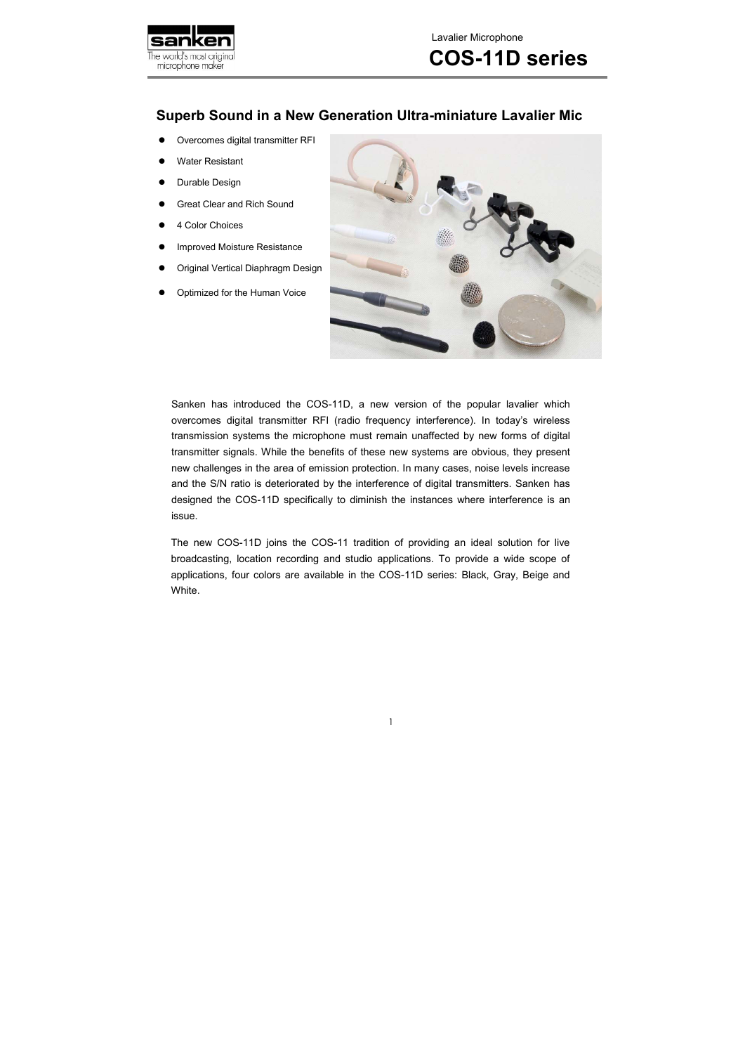Lavalier Microphone

# COS-11D series

## Superb Sound in a New Generation Ultra-miniature Lavalier Mic

- Overcomes digital transmitter RFI
- Water Resistant
- Durable Design
- Great Clear and Rich Sound
- 4 Color Choices
- Improved Moisture Resistance
- Original Vertical Diaphragm Design
- Optimized for the Human Voice

Sanken has introduced the COS-11D, a new version of the popular lavalier which overcomes digital transmitter RFI (radio frequency interference). In today's wireless transmission systems the microphone must remain unaffected by new forms of digital transmitter signals. While the benefits of these new systems are obvious, they present new challenges in the area of emission protection. In many cases, noise levels increase and the S/N ratio is deteriorated by the interference of digital transmitters. Sanken has designed the COS-11D specifically to diminish the instances where interference is an issue.

The new COS-11D joins the COS-11 tradition of providing an ideal solution for live broadcasting, location recording and studio applications. To provide a wide scope of applications, four colors are available in the COS-11D series: Black, Gray, Beige and White.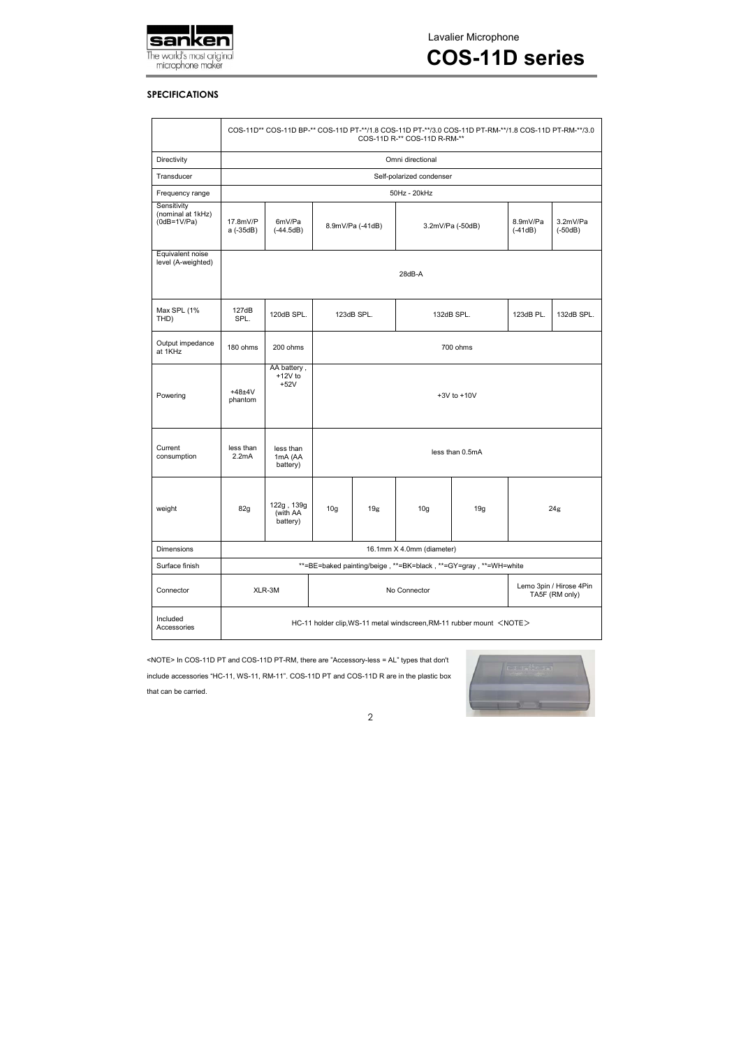## SPECIFICATIONS

| | COS-11D** COS-11D BP-** COS-11D PT-**/1.8 COS-11D PT-**/3.0 COS-11D PT-RM-**/1.8 COS-11D PT-RM-**/3.0 COS-11D R-** COS-11D R-RM-** | | | | | | | |
|---|---|---|---|---|---|---|---|---|
| Directivity | Omni directional | | | | | | | |
| Transducer | Self-polarized condenser | | | | | | | |
| Frequency range | 50Hz - 20kHz | | | | | | | |
| Sensitivity (nominal at 1kHz) (0dB=1V/Pa) | 17.8mV/Pa (-35dB) | 6mV/Pa (-44.5dB) | 8.9mV/Pa (-41dB) | | 3.2mV/Pa (-50dB) | | 8.9mV/Pa (-41dB) | 3.2mV/Pa (-50dB) |
| Equivalent noise level (A-weighted) | 28dB-A | | | | | | | |
| Max SPL (1% THD) | 127dB SPL. | 120dB SPL. | 123dB SPL. | | 132dB SPL. | | 123dB PL. | 132dB SPL. |
| Output impedance at 1KHz | 180 ohms | 200 ohms | 700 ohms | | | | | |
| Powering | +48±4V phantom | AA battery , +12V to +52V | +3V to +10V | | | | | |
| Current consumption | less than 2.2mA | less than 1mA (AA battery) | less than 0.5mA | | | | | |
| weight | 82g | 122g , 139g (with AA battery) | 10g | 19g | 10g | 19g | 24g | |
| Dimensions | 16.1mm X 4.0mm (diameter) | | | | | | | |
| Surface finish | **=BE=baked painting/beige , **=BK=black , **=GY=gray , **=WH=white | | | | | | | |
| Connector | XLR-3M | | No Connector | | | | Lemo 3pin / Hirose 4Pin TA5F (RM only) | |
| Included Accessories | HC-11 holder clip,WS-11 metal windscreen,RM-11 rubber mount <NOTE> | | | | | | | |

<NOTE> In COS-11D PT and COS-11D PT-RM, there are "Accessory-less = AL" types that don't include accessories "HC-11, WS-11, RM-11". COS-11D PT and COS-11D R are in the plastic box that can be carried.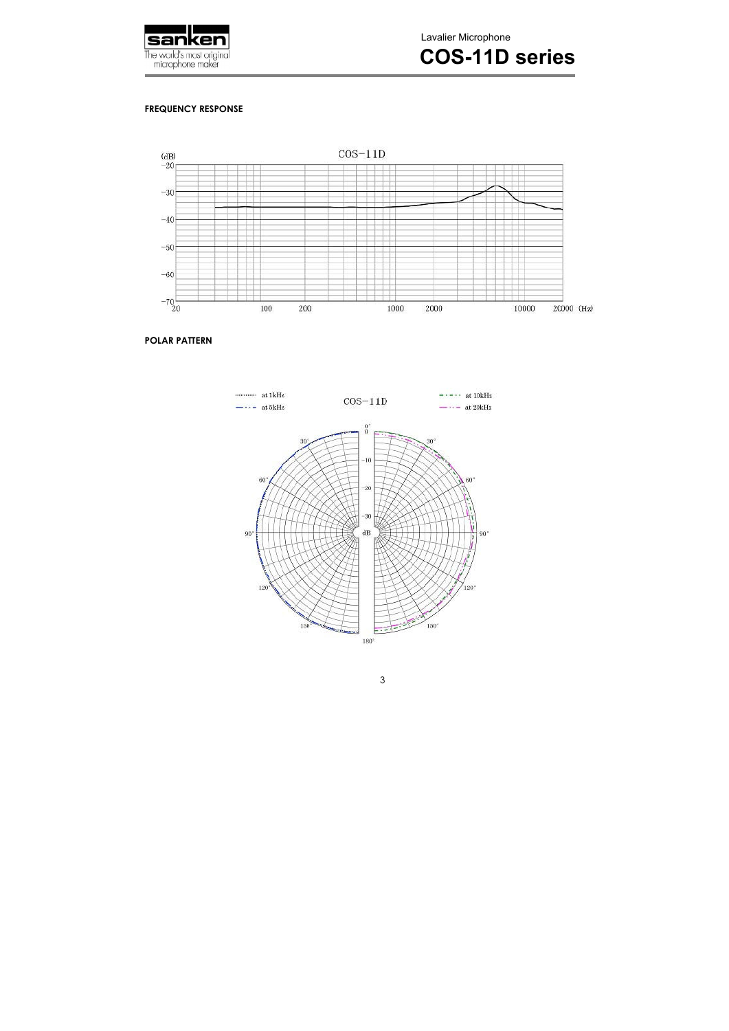### FREQUENCY RESPONSE

### POLAR PATTERN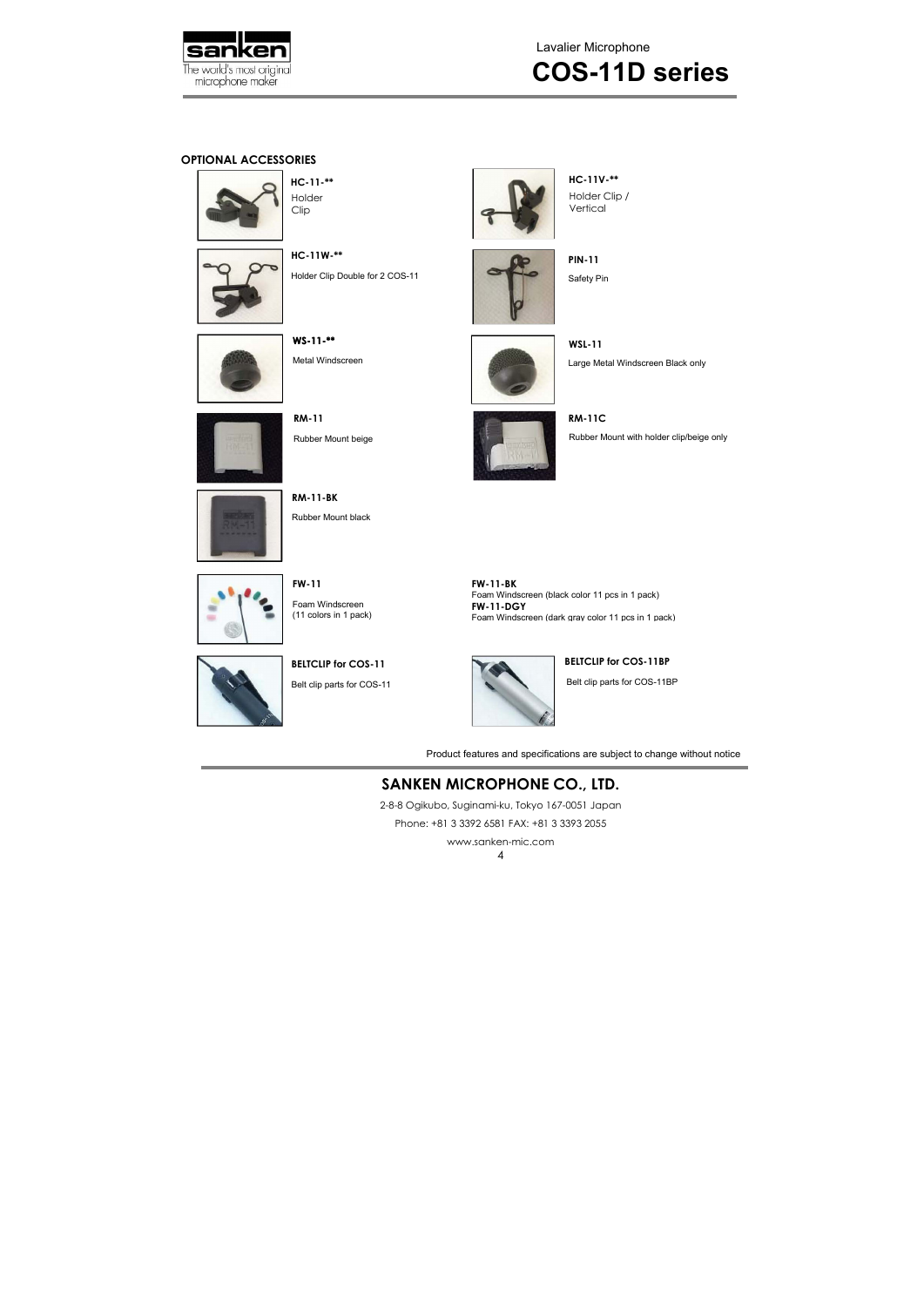## OPTIONAL ACCESSORIES

**HC-11-**\*\*
Holder
Clip

**HC-11V-**\*\*
Holder Clip / Vertical

**HC-11W-**\*\*
Holder Clip Double for 2 COS-11

**PIN-11**
Safety Pin

**WS-11-**\*\*
Metal Windscreen

**WSL-11**
Large Metal Windscreen Black only

**RM-11**
Rubber Mount beige

**RM-11C**
Rubber Mount with holder clip/beige only

**RM-11-BK**
Rubber Mount black

**FW-11**
Foam Windscreen
(11 colors in 1 pack)

**FW-11-BK**
Foam Windscreen (black color 11 pcs in 1 pack)

**FW-11-DGY**
Foam Windscreen (dark gray color 11 pcs in 1 pack)

**BELTCLIP for COS-11**
Belt clip parts for COS-11

**BELTCLIP for COS-11BP**
Belt clip parts for COS-11BP

Product features and specifications are subject to change without notice

## SANKEN MICROPHONE CO., LTD.

2-8-8 Ogikubo, Suginami-ku, Tokyo 167-0051 Japan

Phone: +81 3 3392 6581 FAX: +81 3 3393 2055

www.sanken-mic.com